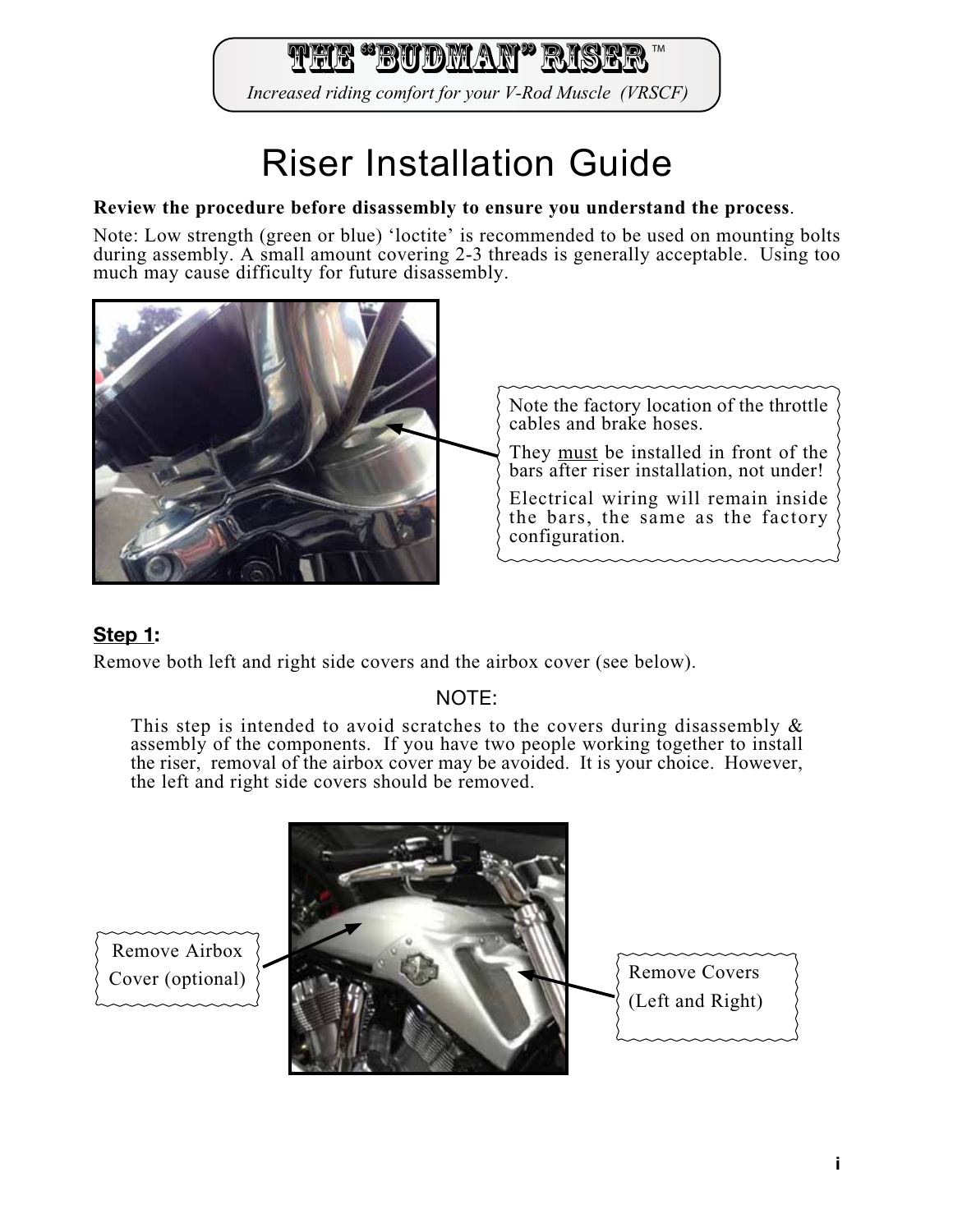# THE "BUDMAN" RISER™

*Increased riding comfort for your V-Rod Muscle (VRSCF)*

# Riser Installation Guide

**Review the procedure before disassembly to ensure you understand the process**.

Note: Low strength (green or blue) 'loctite' is recommended to be used on mounting bolts during assembly. A small amount covering 2-3 threads is generally acceptable. Using too much may cause difficulty for future disassembly.

Note the factory location of the throttle cables and brake hoses.

They must be installed in front of the bars after riser installation, not under!

Electrical wiring will remain inside the bars, the same as the factory configuration.

**Step 1:**

Remove both left and right side covers and the airbox cover (see below).

NOTE:

This step is intended to avoid scratches to the covers during disassembly & assembly of the components. If you have two people working together to install the riser, removal of the airbox cover may be avoided. It is your choice. However, the left and right side covers should be removed.

Remove Airbox Cover (optional)

Remove Covers (Left and Right)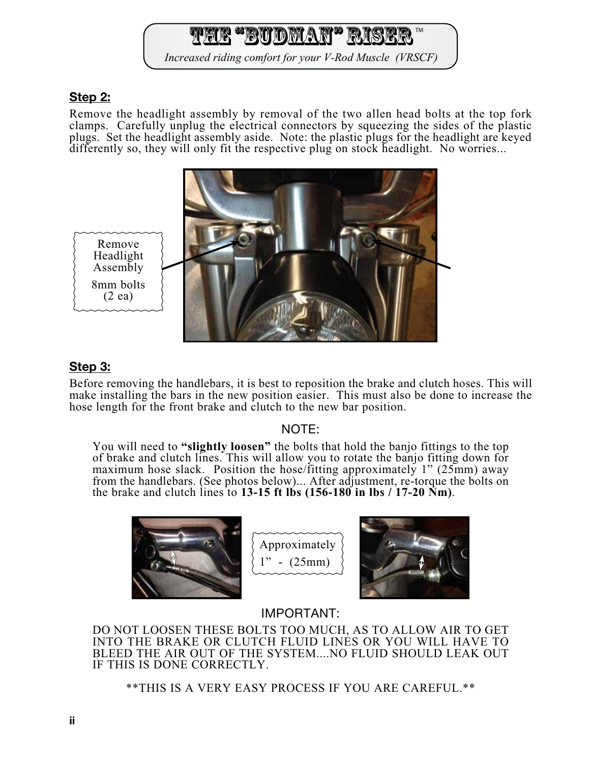# THE "BUDMAN" RISER™

*Increased riding comfort for your V-Rod Muscle (VRSCF)*

**Step 2:**

Remove the headlight assembly by removal of the two allen head bolts at the top fork clamps. Carefully unplug the electrical connectors by squeezing the sides of the plastic plugs. Set the headlight assembly aside. Note: the plastic plugs for the headlight are keyed differently so, they will only fit the respective plug on stock headlight. No worries...

Remove Headlight Assembly

8mm bolts (2 ea)

**Step 3:**

Before removing the handlebars, it is best to reposition the brake and clutch hoses. This will make installing the bars in the new position easier. This must also be done to increase the hose length for the front brake and clutch to the new bar position.

NOTE:

You will need to **"slightly loosen"** the bolts that hold the banjo fittings to the top of brake and clutch lines. This will allow you to rotate the banjo fitting down for maximum hose slack. Position the hose/fitting approximately 1" (25mm) away from the handlebars. (See photos below)... After adjustment, re-torque the bolts on the brake and clutch lines to **13-15 ft lbs (156-180 in lbs / 17-20 Nm)**.

Approximately 1" - (25mm)

IMPORTANT:

DO NOT LOOSEN THESE BOLTS TOO MUCH, AS TO ALLOW AIR TO GET INTO THE BRAKE OR CLUTCH FLUID LINES OR YOU WILL HAVE TO BLEED THE AIR OUT OF THE SYSTEM....NO FLUID SHOULD LEAK OUT IF THIS IS DONE CORRECTLY.

**THIS IS A VERY EASY PROCESS IF YOU ARE CAREFUL.**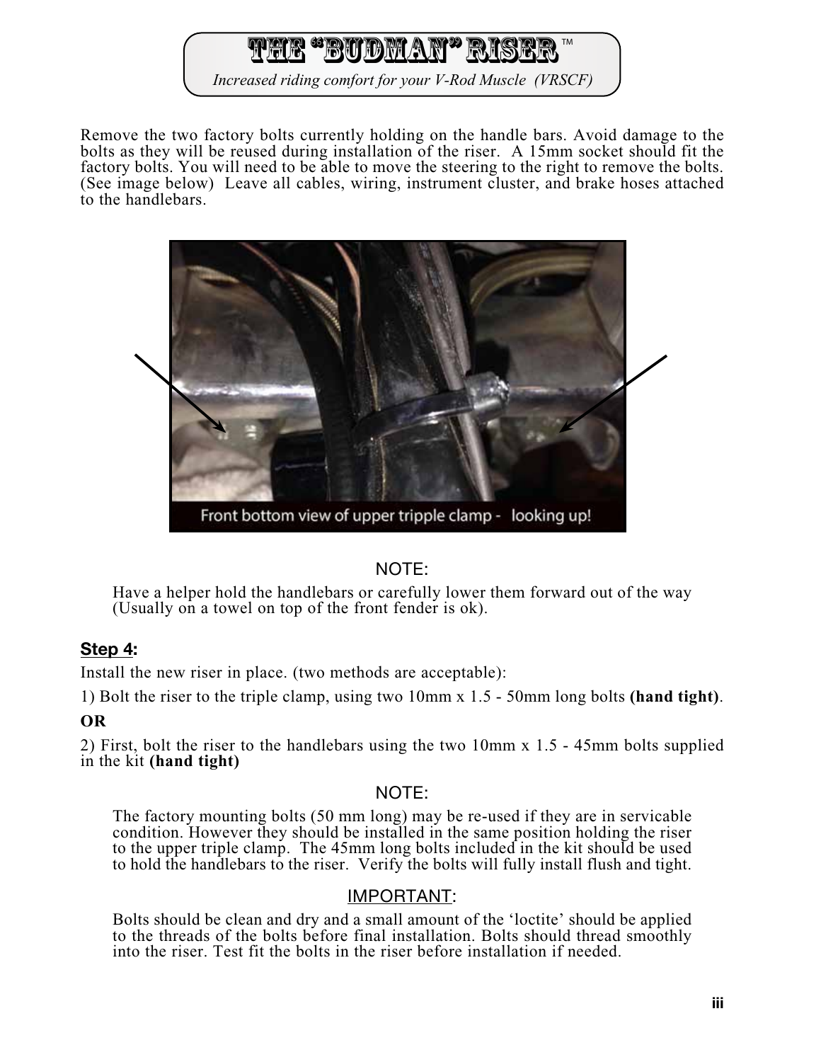Remove the two factory bolts currently holding on the handle bars. Avoid damage to the bolts as they will be reused during installation of the riser. A 15mm socket should fit the factory bolts. You will need to be able to move the steering to the right to remove the bolts. (See image below) Leave all cables, wiring, instrument cluster, and brake hoses attached to the handlebars.

Front bottom view of upper tripple clamp - looking up!

NOTE:

Have a helper hold the handlebars or carefully lower them forward out of the way (Usually on a towel on top of the front fender is ok).

**Step 4:**

Install the new riser in place. (two methods are acceptable):

1) Bolt the riser to the triple clamp, using two 10mm x 1.5 - 50mm long bolts **(hand tight)**.

**OR**

2) First, bolt the riser to the handlebars using the two 10mm x 1.5 - 45mm bolts supplied in the kit **(hand tight)**

NOTE:

The factory mounting bolts (50 mm long) may be re-used if they are in servicable condition. However they should be installed in the same position holding the riser to the upper triple clamp. The 45mm long bolts included in the kit should be used to hold the handlebars to the riser. Verify the bolts will fully install flush and tight.

IMPORTANT:

Bolts should be clean and dry and a small amount of the 'loctite' should be applied to the threads of the bolts before final installation. Bolts should thread smoothly into the riser. Test fit the bolts in the riser before installation if needed.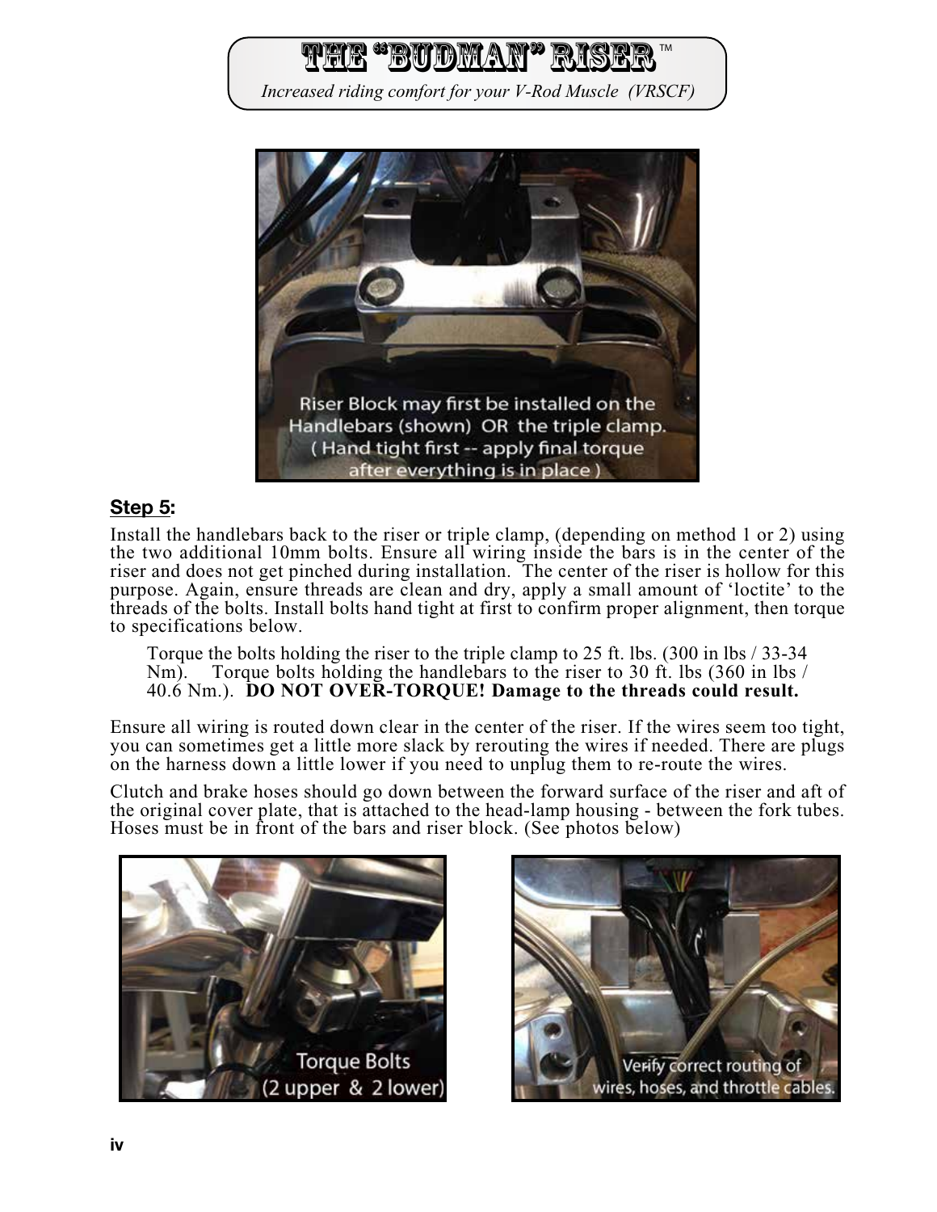# THE "BUDMAN" RISER™

*Increased riding comfort for your V-Rod Muscle (VRSCF)*

Riser Block may first be installed on the Handlebars (shown) OR the triple clamp. ( Hand tight first -- apply final torque after everything is in place )

**Step 5:**

Install the handlebars back to the riser or triple clamp, (depending on method 1 or 2) using the two additional 10mm bolts. Ensure all wiring inside the bars is in the center of the riser and does not get pinched during installation. The center of the riser is hollow for this purpose. Again, ensure threads are clean and dry, apply a small amount of 'loctite' to the threads of the bolts. Install bolts hand tight at first to confirm proper alignment, then torque to specifications below.

> Torque the bolts holding the riser to the triple clamp to 25 ft. lbs. (300 in lbs / 33-34 Nm). Torque bolts holding the handlebars to the riser to 30 ft. lbs (360 in lbs / 40.6 Nm.). **DO NOT OVER-TORQUE! Damage to the threads could result.**

Ensure all wiring is routed down clear in the center of the riser. If the wires seem too tight, you can sometimes get a little more slack by rerouting the wires if needed. There are plugs on the harness down a little lower if you need to unplug them to re-route the wires.

Clutch and brake hoses should go down between the forward surface of the riser and aft of the original cover plate, that is attached to the head-lamp housing - between the fork tubes. Hoses must be in front of the bars and riser block. (See photos below)

Torque Bolts (2 upper & 2 lower)

Verify correct routing of wires, hoses, and throttle cables.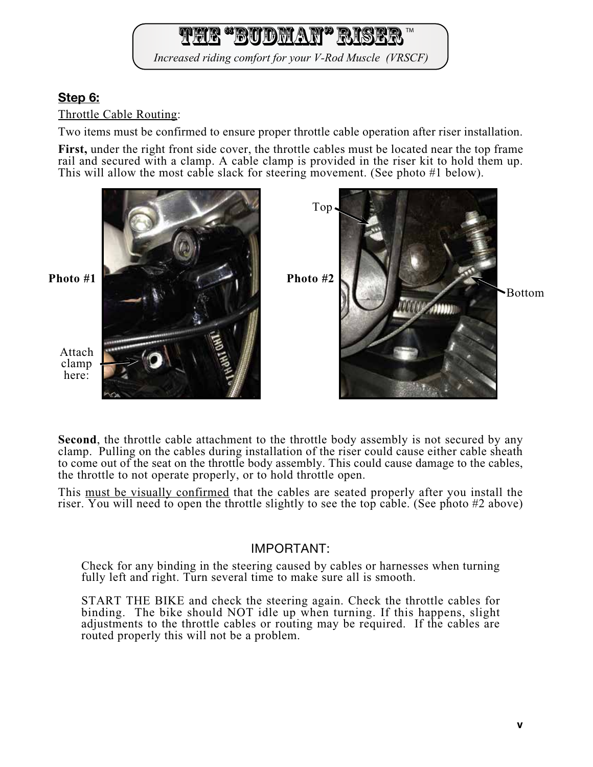## Step 6:

Throttle Cable Routing:

Two items must be confirmed to ensure proper throttle cable operation after riser installation.

**First,** under the right front side cover, the throttle cables must be located near the top frame rail and secured with a clamp. A cable clamp is provided in the riser kit to hold them up. This will allow the most cable slack for steering movement. (See photo #1 below).

**Photo #1**

Attach clamp here:

**Photo #2**

Top

Bottom

**Second**, the throttle cable attachment to the throttle body assembly is not secured by any clamp. Pulling on the cables during installation of the riser could cause either cable sheath to come out of the seat on the throttle body assembly. This could cause damage to the cables, the throttle to not operate properly, or to hold throttle open.

This must be visually confirmed that the cables are seated properly after you install the riser. You will need to open the throttle slightly to see the top cable. (See photo #2 above)

IMPORTANT:

Check for any binding in the steering caused by cables or harnesses when turning fully left and right. Turn several time to make sure all is smooth.

START THE BIKE and check the steering again. Check the throttle cables for binding. The bike should NOT idle up when turning. If this happens, slight adjustments to the throttle cables or routing may be required. If the cables are routed properly this will not be a problem.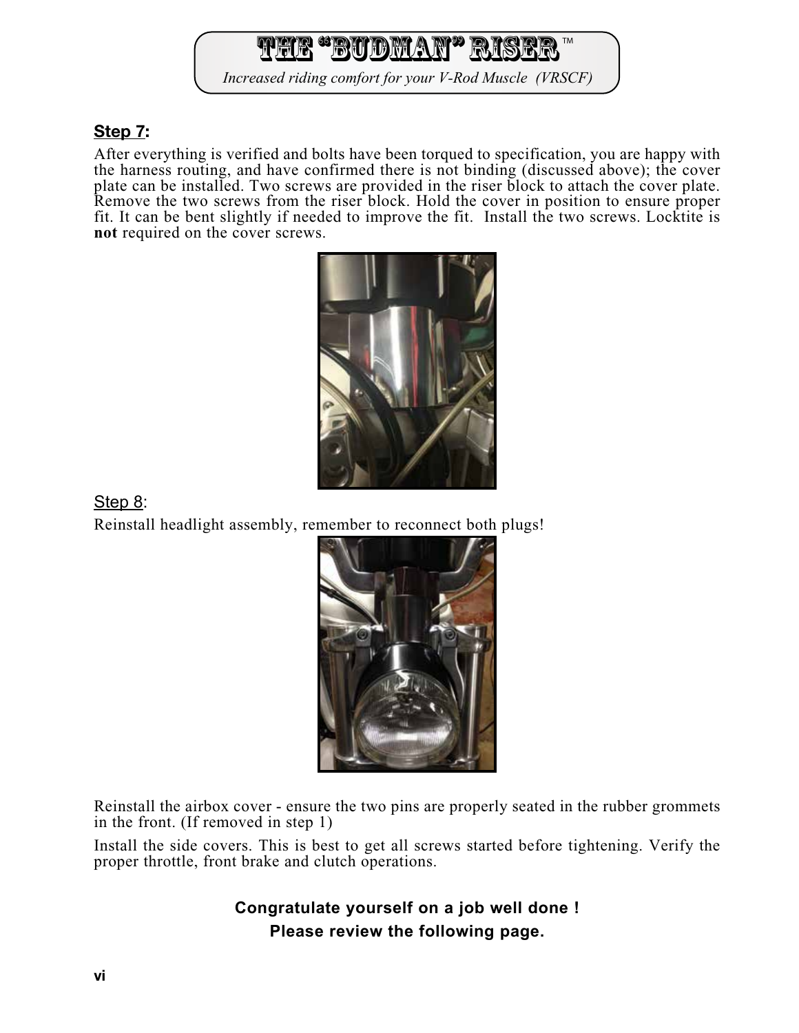# THE "BUDMAN" RISER™

*Increased riding comfort for your V-Rod Muscle (VRSCF)*

**Step 7:**

After everything is verified and bolts have been torqued to specification, you are happy with the harness routing, and have confirmed there is not binding (discussed above); the cover plate can be installed. Two screws are provided in the riser block to attach the cover plate. Remove the two screws from the riser block. Hold the cover in position to ensure proper fit. It can be bent slightly if needed to improve the fit. Install the two screws. Locktite is **not** required on the cover screws.

Step 8:

Reinstall headlight assembly, remember to reconnect both plugs!

Reinstall the airbox cover - ensure the two pins are properly seated in the rubber grommets in the front. (If removed in step 1)

Install the side covers. This is best to get all screws started before tightening. Verify the proper throttle, front brake and clutch operations.

**Congratulate yourself on a job well done !**

**Please review the following page.**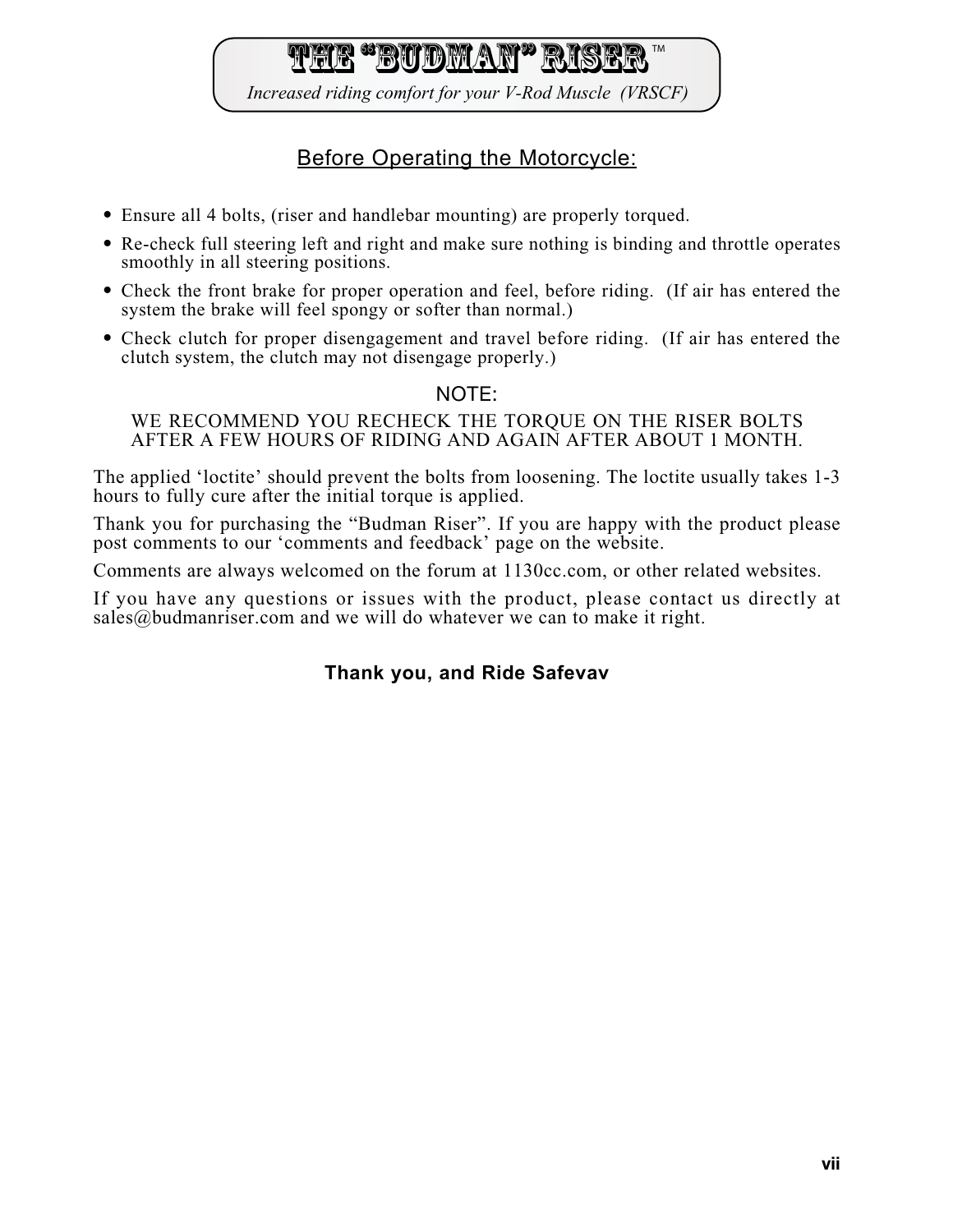# THE "BUDMAN" RISER™

*Increased riding comfort for your V-Rod Muscle (VRSCF)*

## Before Operating the Motorcycle:

- Ensure all 4 bolts, (riser and handlebar mounting) are properly torqued.
- Re-check full steering left and right and make sure nothing is binding and throttle operates smoothly in all steering positions.
- Check the front brake for proper operation and feel, before riding. (If air has entered the system the brake will feel spongy or softer than normal.)
- Check clutch for proper disengagement and travel before riding. (If air has entered the clutch system, the clutch may not disengage properly.)

NOTE:

WE RECOMMEND YOU RECHECK THE TORQUE ON THE RISER BOLTS AFTER A FEW HOURS OF RIDING AND AGAIN AFTER ABOUT 1 MONTH.

The applied 'loctite' should prevent the bolts from loosening. The loctite usually takes 1-3 hours to fully cure after the initial torque is applied.

Thank you for purchasing the "Budman Riser". If you are happy with the product please post comments to our 'comments and feedback' page on the website.

Comments are always welcomed on the forum at 1130cc.com, or other related websites.

If you have any questions or issues with the product, please contact us directly at sales@budmanriser.com and we will do whatever we can to make it right.

**Thank you, and Ride Safevav**